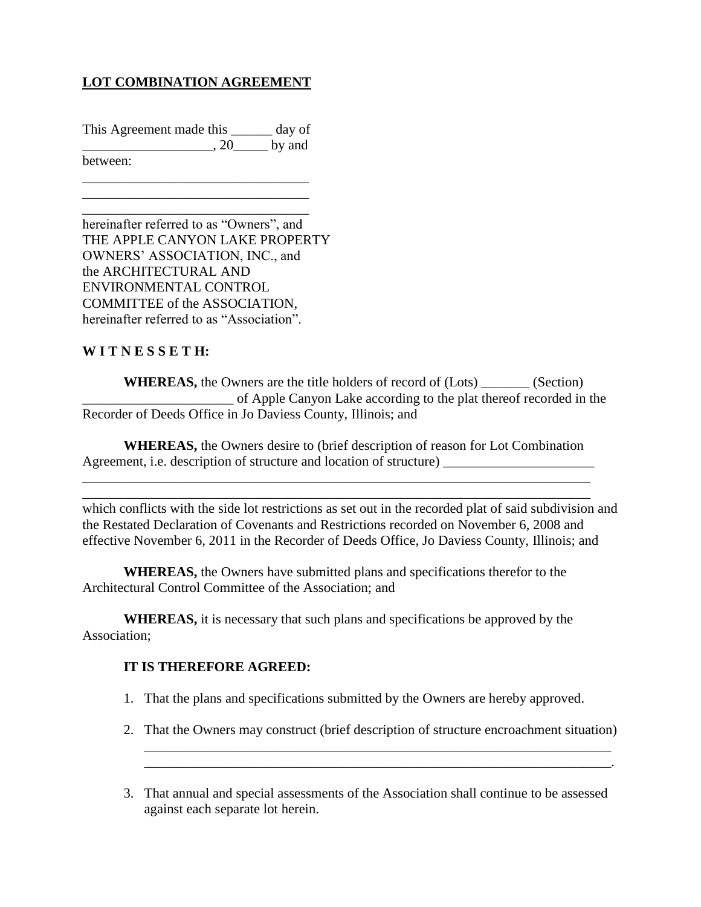**LOT COMBINATION AGREEMENT**

This Agreement made this ______ day of ___________________, 20_____ by and between:

_________________________________
_________________________________
_________________________________

hereinafter referred to as "Owners", and THE APPLE CANYON LAKE PROPERTY OWNERS' ASSOCIATION, INC., and the ARCHITECTURAL AND ENVIRONMENTAL CONTROL COMMITTEE of the ASSOCIATION, hereinafter referred to as "Association".

**W I T N E S S E T H:**

**WHEREAS,** the Owners are the title holders of record of (Lots) _______ (Section) ______________________ of Apple Canyon Lake according to the plat thereof recorded in the Recorder of Deeds Office in Jo Daviess County, Illinois; and

**WHEREAS,** the Owners desire to (brief description of reason for Lot Combination Agreement, i.e. description of structure and location of structure) ______________________
_____________________________________________________________________________
_____________________________________________________________________________
which conflicts with the side lot restrictions as set out in the recorded plat of said subdivision and the Restated Declaration of Covenants and Restrictions recorded on November 6, 2008 and effective November 6, 2011 in the Recorder of Deeds Office, Jo Daviess County, Illinois; and

**WHEREAS,** the Owners have submitted plans and specifications therefor to the Architectural Control Committee of the Association; and

**WHEREAS,** it is necessary that such plans and specifications be approved by the Association;

**IT IS THEREFORE AGREED:**

1. That the plans and specifications submitted by the Owners are hereby approved.

2. That the Owners may construct (brief description of structure encroachment situation) _________________________________________________________________________
_________________________________________________________________________.

3. That annual and special assessments of the Association shall continue to be assessed against each separate lot herein.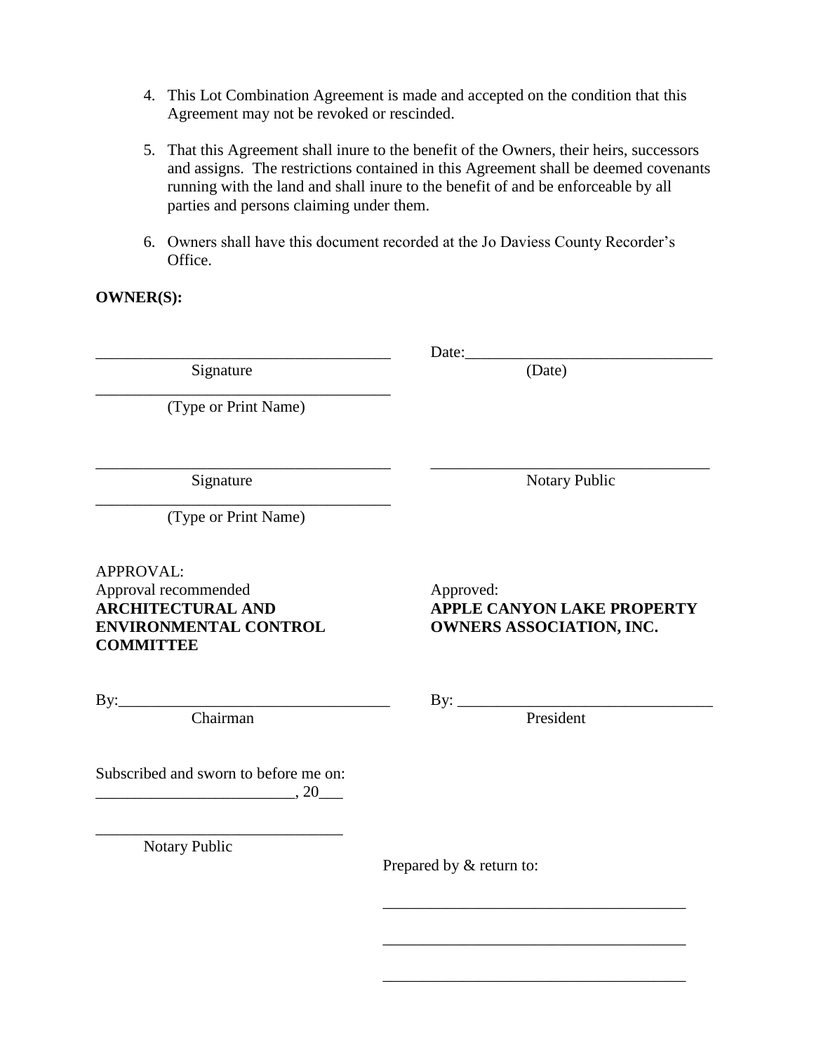4. This Lot Combination Agreement is made and accepted on the condition that this Agreement may not be revoked or rescinded.

5. That this Agreement shall inure to the benefit of the Owners, their heirs, successors and assigns. The restrictions contained in this Agreement shall be deemed covenants running with the land and shall inure to the benefit of and be enforceable by all parties and persons claiming under them.

6. Owners shall have this document recorded at the Jo Daviess County Recorder's Office.

**OWNER(S):**

| | |
|---|---|
| ______________________________________ | Date:________________________________ |
| Signature | (Date) |
| ______________________________________ | |
| (Type or Print Name) | |
| ______________________________________ | ____________________________________ |
| Signature | Notary Public |
| ______________________________________ | |
| (Type or Print Name) | |

| | |
|---|---|
| APPROVAL: | |
| Approval recommended | Approved: |
| **ARCHITECTURAL AND ENVIRONMENTAL CONTROL COMMITTEE** | **APPLE CANYON LAKE PROPERTY OWNERS ASSOCIATION, INC.** |
| By:__________________________________ | By: ________________________________ |
| Chairman | President |

Subscribed and sworn to before me on:
_________________________, 20___

_______________________________
Notary Public

Prepared by & return to:

_______________________________________

_______________________________________

_______________________________________